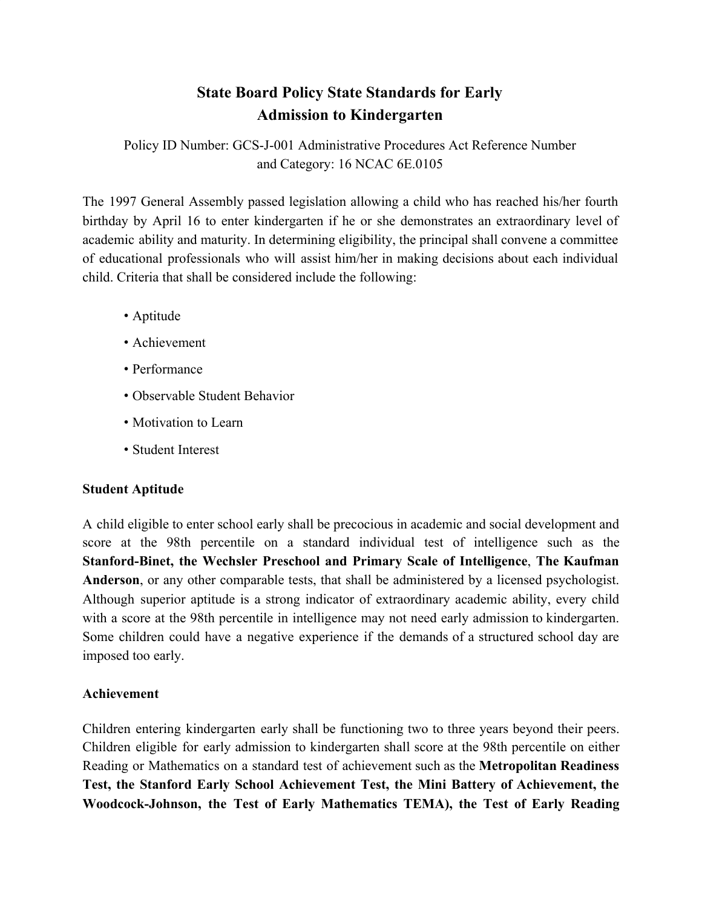# State Board Policy State Standards for Early Admission to Kindergarten

Policy ID Number: GCS-J-001 Administrative Procedures Act Reference Number and Category: 16 NCAC 6E.0105

The 1997 General Assembly passed legislation allowing a child who has reached his/her fourth birthday by April 16 to enter kindergarten if he or she demonstrates an extraordinary level of academic ability and maturity. In determining eligibility, the principal shall convene a committee of educational professionals who will assist him/her in making decisions about each individual child. Criteria that shall be considered include the following:

- Aptitude
- Achievement
- Performance
- Observable Student Behavior
- Motivation to Learn
- Student Interest

**Student Aptitude**

A child eligible to enter school early shall be precocious in academic and social development and score at the 98th percentile on a standard individual test of intelligence such as the **Stanford-Binet, the Wechsler Preschool and Primary Scale of Intelligence**, **The Kaufman Anderson**, or any other comparable tests, that shall be administered by a licensed psychologist. Although superior aptitude is a strong indicator of extraordinary academic ability, every child with a score at the 98th percentile in intelligence may not need early admission to kindergarten. Some children could have a negative experience if the demands of a structured school day are imposed too early.

**Achievement**

Children entering kindergarten early shall be functioning two to three years beyond their peers. Children eligible for early admission to kindergarten shall score at the 98th percentile on either Reading or Mathematics on a standard test of achievement such as the **Metropolitan Readiness Test, the Stanford Early School Achievement Test, the Mini Battery of Achievement, the Woodcock-Johnson, the Test of Early Mathematics TEMA), the Test of Early Reading**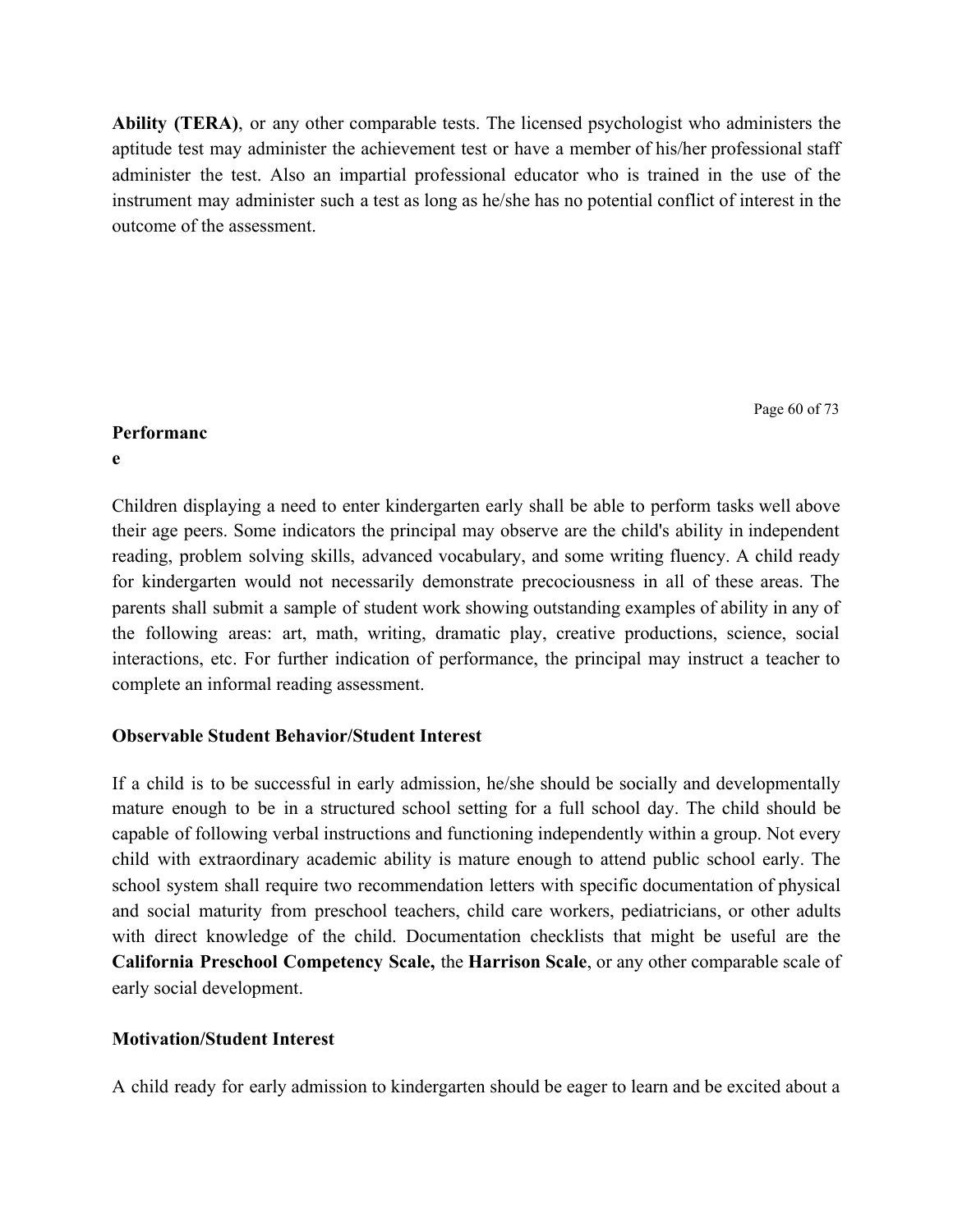**Ability (TERA)**, or any other comparable tests. The licensed psychologist who administers the aptitude test may administer the achievement test or have a member of his/her professional staff administer the test. Also an impartial professional educator who is trained in the use of the instrument may administer such a test as long as he/she has no potential conflict of interest in the outcome of the assessment.

**Performance**

Children displaying a need to enter kindergarten early shall be able to perform tasks well above their age peers. Some indicators the principal may observe are the child's ability in independent reading, problem solving skills, advanced vocabulary, and some writing fluency. A child ready for kindergarten would not necessarily demonstrate precociousness in all of these areas. The parents shall submit a sample of student work showing outstanding examples of ability in any of the following areas: art, math, writing, dramatic play, creative productions, science, social interactions, etc. For further indication of performance, the principal may instruct a teacher to complete an informal reading assessment.

**Observable Student Behavior/Student Interest**

If a child is to be successful in early admission, he/she should be socially and developmentally mature enough to be in a structured school setting for a full school day. The child should be capable of following verbal instructions and functioning independently within a group. Not every child with extraordinary academic ability is mature enough to attend public school early. The school system shall require two recommendation letters with specific documentation of physical and social maturity from preschool teachers, child care workers, pediatricians, or other adults with direct knowledge of the child. Documentation checklists that might be useful are the **California Preschool Competency Scale,** the **Harrison Scale**, or any other comparable scale of early social development.

**Motivation/Student Interest**

A child ready for early admission to kindergarten should be eager to learn and be excited about a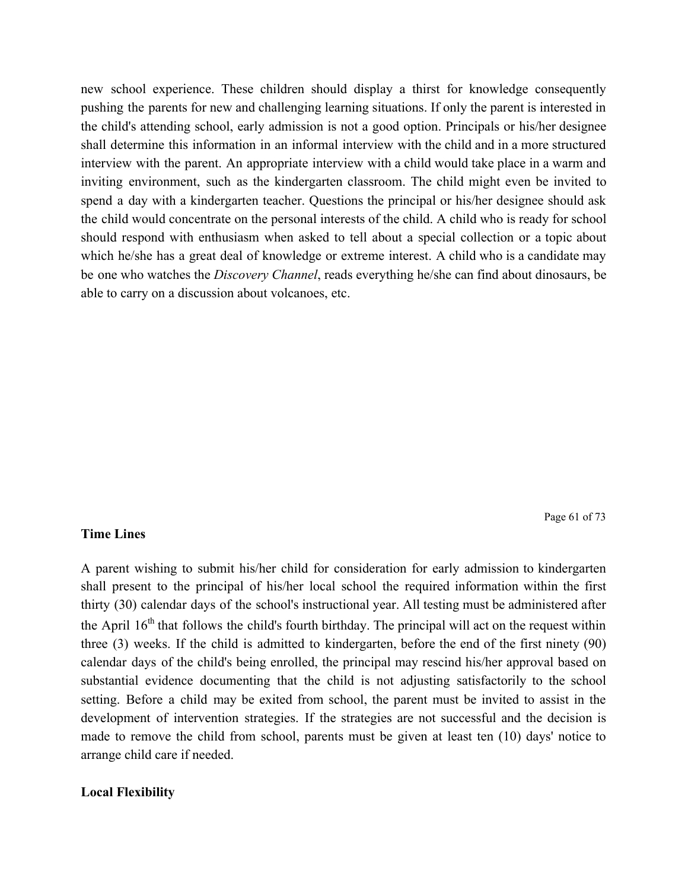new school experience. These children should display a thirst for knowledge consequently pushing the parents for new and challenging learning situations. If only the parent is interested in the child's attending school, early admission is not a good option. Principals or his/her designee shall determine this information in an informal interview with the child and in a more structured interview with the parent. An appropriate interview with a child would take place in a warm and inviting environment, such as the kindergarten classroom. The child might even be invited to spend a day with a kindergarten teacher. Questions the principal or his/her designee should ask the child would concentrate on the personal interests of the child. A child who is ready for school should respond with enthusiasm when asked to tell about a special collection or a topic about which he/she has a great deal of knowledge or extreme interest. A child who is a candidate may be one who watches the *Discovery Channel*, reads everything he/she can find about dinosaurs, be able to carry on a discussion about volcanoes, etc.

**Time Lines**

A parent wishing to submit his/her child for consideration for early admission to kindergarten shall present to the principal of his/her local school the required information within the first thirty (30) calendar days of the school's instructional year. All testing must be administered after the April 16th that follows the child's fourth birthday. The principal will act on the request within three (3) weeks. If the child is admitted to kindergarten, before the end of the first ninety (90) calendar days of the child's being enrolled, the principal may rescind his/her approval based on substantial evidence documenting that the child is not adjusting satisfactorily to the school setting. Before a child may be exited from school, the parent must be invited to assist in the development of intervention strategies. If the strategies are not successful and the decision is made to remove the child from school, parents must be given at least ten (10) days' notice to arrange child care if needed.

**Local Flexibility**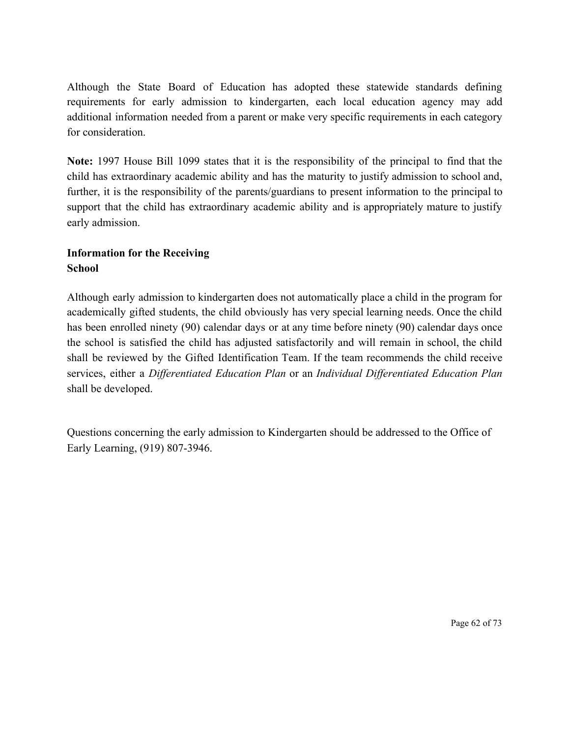Although the State Board of Education has adopted these statewide standards defining requirements for early admission to kindergarten, each local education agency may add additional information needed from a parent or make very specific requirements in each category for consideration.

**Note:** 1997 House Bill 1099 states that it is the responsibility of the principal to find that the child has extraordinary academic ability and has the maturity to justify admission to school and, further, it is the responsibility of the parents/guardians to present information to the principal to support that the child has extraordinary academic ability and is appropriately mature to justify early admission.

**Information for the Receiving School**

Although early admission to kindergarten does not automatically place a child in the program for academically gifted students, the child obviously has very special learning needs. Once the child has been enrolled ninety (90) calendar days or at any time before ninety (90) calendar days once the school is satisfied the child has adjusted satisfactorily and will remain in school, the child shall be reviewed by the Gifted Identification Team. If the team recommends the child receive services, either a *Differentiated Education Plan* or an *Individual Differentiated Education Plan* shall be developed.

Questions concerning the early admission to Kindergarten should be addressed to the Office of Early Learning, (919) 807-3946.